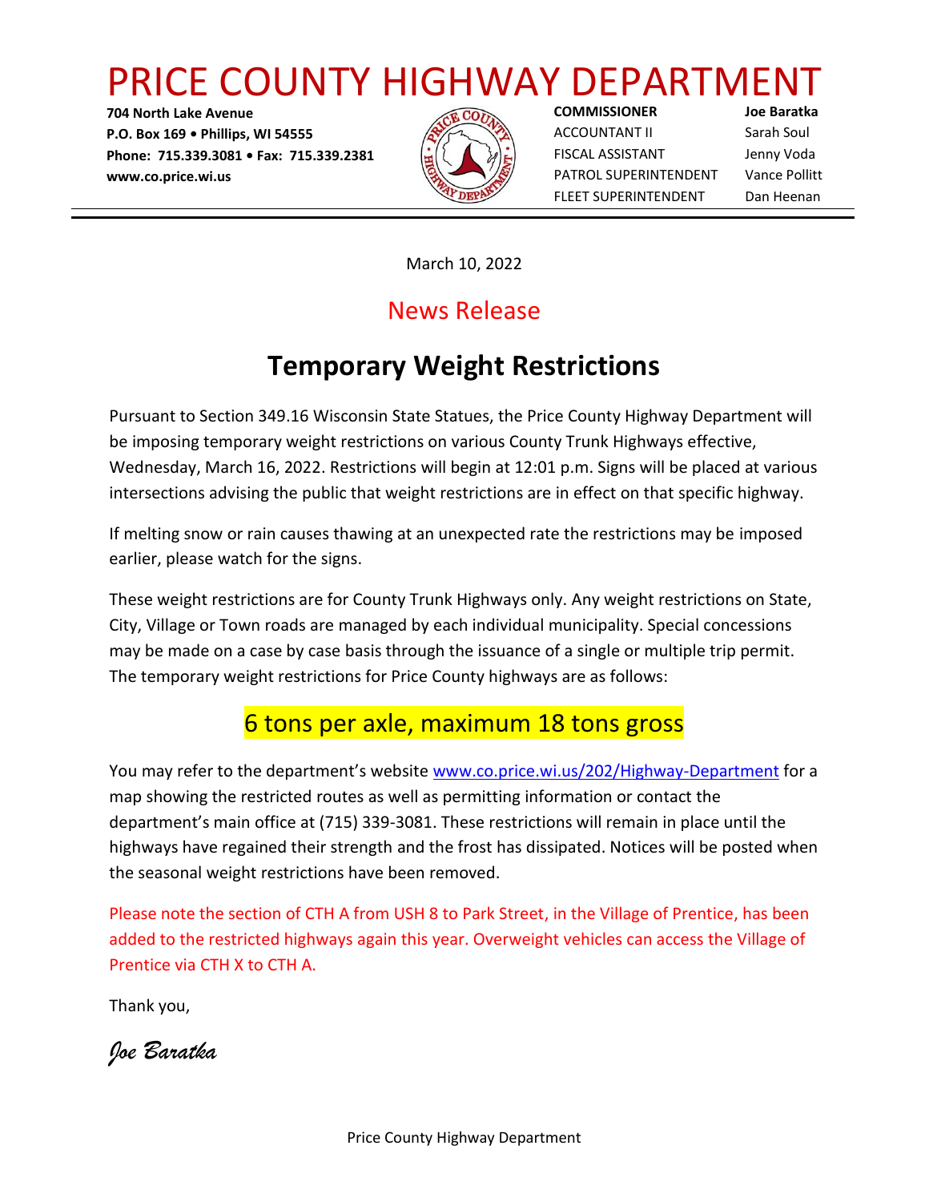# PRICE COUNTY HIGHWAY DEPARTMENT

**704 North Lake Avenue**
**P.O. Box 169 • Phillips, WI 54555**
**Phone: 715.339.3081 • Fax: 715.339.2381**
**www.co.price.wi.us**

| | |
|---|---|
| **COMMISSIONER** | **Joe Baratka** |
| ACCOUNTANT II | Sarah Soul |
| FISCAL ASSISTANT | Jenny Voda |
| PATROL SUPERINTENDENT | Vance Pollitt |
| FLEET SUPERINTENDENT | Dan Heenan |

March 10, 2022

## News Release

# Temporary Weight Restrictions

Pursuant to Section 349.16 Wisconsin State Statues, the Price County Highway Department will be imposing temporary weight restrictions on various County Trunk Highways effective, Wednesday, March 16, 2022. Restrictions will begin at 12:01 p.m. Signs will be placed at various intersections advising the public that weight restrictions are in effect on that specific highway.

If melting snow or rain causes thawing at an unexpected rate the restrictions may be imposed earlier, please watch for the signs.

These weight restrictions are for County Trunk Highways only. Any weight restrictions on State, City, Village or Town roads are managed by each individual municipality. Special concessions may be made on a case by case basis through the issuance of a single or multiple trip permit. The temporary weight restrictions for Price County highways are as follows:

## 6 tons per axle, maximum 18 tons gross

You may refer to the department's website [www.co.price.wi.us/202/Highway-Department](www.co.price.wi.us/202/Highway-Department) for a map showing the restricted routes as well as permitting information or contact the department's main office at (715) 339-3081. These restrictions will remain in place until the highways have regained their strength and the frost has dissipated. Notices will be posted when the seasonal weight restrictions have been removed.

Please note the section of CTH A from USH 8 to Park Street, in the Village of Prentice, has been added to the restricted highways again this year. Overweight vehicles can access the Village of Prentice via CTH X to CTH A.

Thank you,

*Joe Baratka*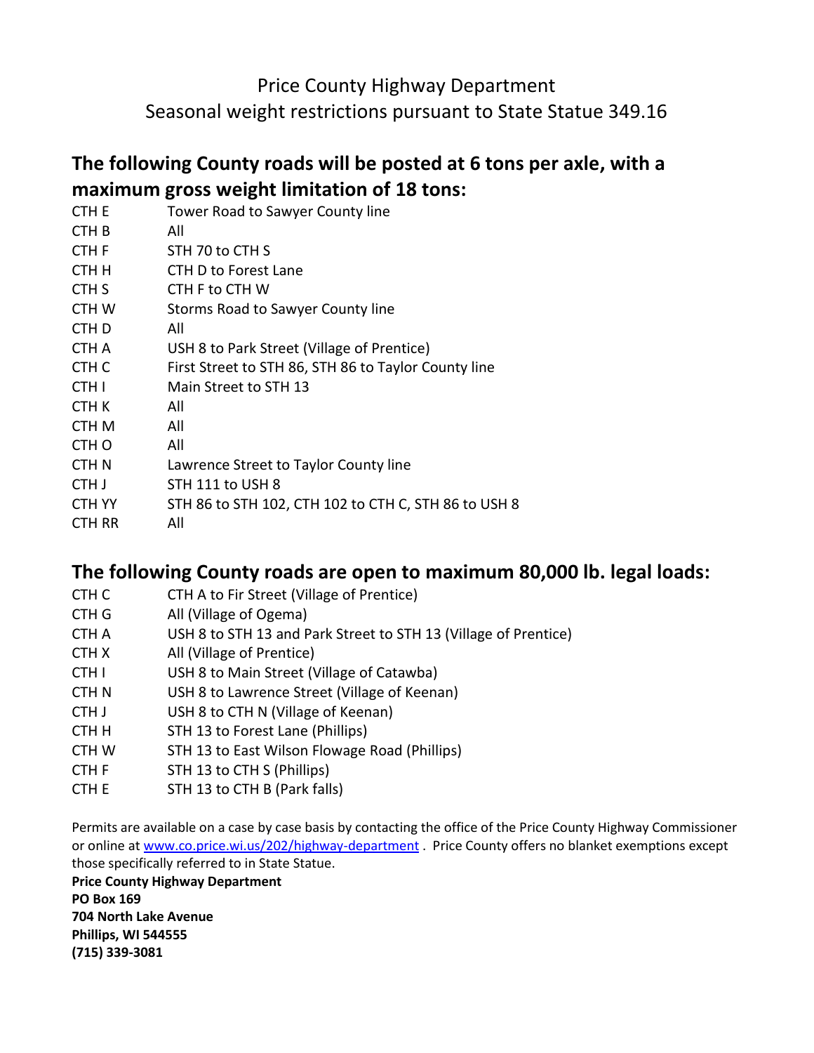Price County Highway Department
Seasonal weight restrictions pursuant to State Statue 349.16

## The following County roads will be posted at 6 tons per axle, with a maximum gross weight limitation of 18 tons:

| | |
|---|---|
| CTH E | Tower Road to Sawyer County line |
| CTH B | All |
| CTH F | STH 70 to CTH S |
| CTH H | CTH D to Forest Lane |
| CTH S | CTH F to CTH W |
| CTH W | Storms Road to Sawyer County line |
| CTH D | All |
| CTH A | USH 8 to Park Street (Village of Prentice) |
| CTH C | First Street to STH 86, STH 86 to Taylor County line |
| CTH I | Main Street to STH 13 |
| CTH K | All |
| CTH M | All |
| CTH O | All |
| CTH N | Lawrence Street to Taylor County line |
| CTH J | STH 111 to USH 8 |
| CTH YY | STH 86 to STH 102, CTH 102 to CTH C, STH 86 to USH 8 |
| CTH RR | All |

## The following County roads are open to maximum 80,000 lb. legal loads:

| | |
|---|---|
| CTH C | CTH A to Fir Street (Village of Prentice) |
| CTH G | All (Village of Ogema) |
| CTH A | USH 8 to STH 13 and Park Street to STH 13 (Village of Prentice) |
| CTH X | All (Village of Prentice) |
| CTH I | USH 8 to Main Street (Village of Catawba) |
| CTH N | USH 8 to Lawrence Street (Village of Keenan) |
| CTH J | USH 8 to CTH N (Village of Keenan) |
| CTH H | STH 13 to Forest Lane (Phillips) |
| CTH W | STH 13 to East Wilson Flowage Road (Phillips) |
| CTH F | STH 13 to CTH S (Phillips) |
| CTH E | STH 13 to CTH B (Park falls) |

Permits are available on a case by case basis by contacting the office of the Price County Highway Commissioner or online at www.co.price.wi.us/202/highway-department . Price County offers no blanket exemptions except those specifically referred to in State Statue.

**Price County Highway Department**
**PO Box 169**
**704 North Lake Avenue**
**Phillips, WI 544555**
**(715) 339-3081**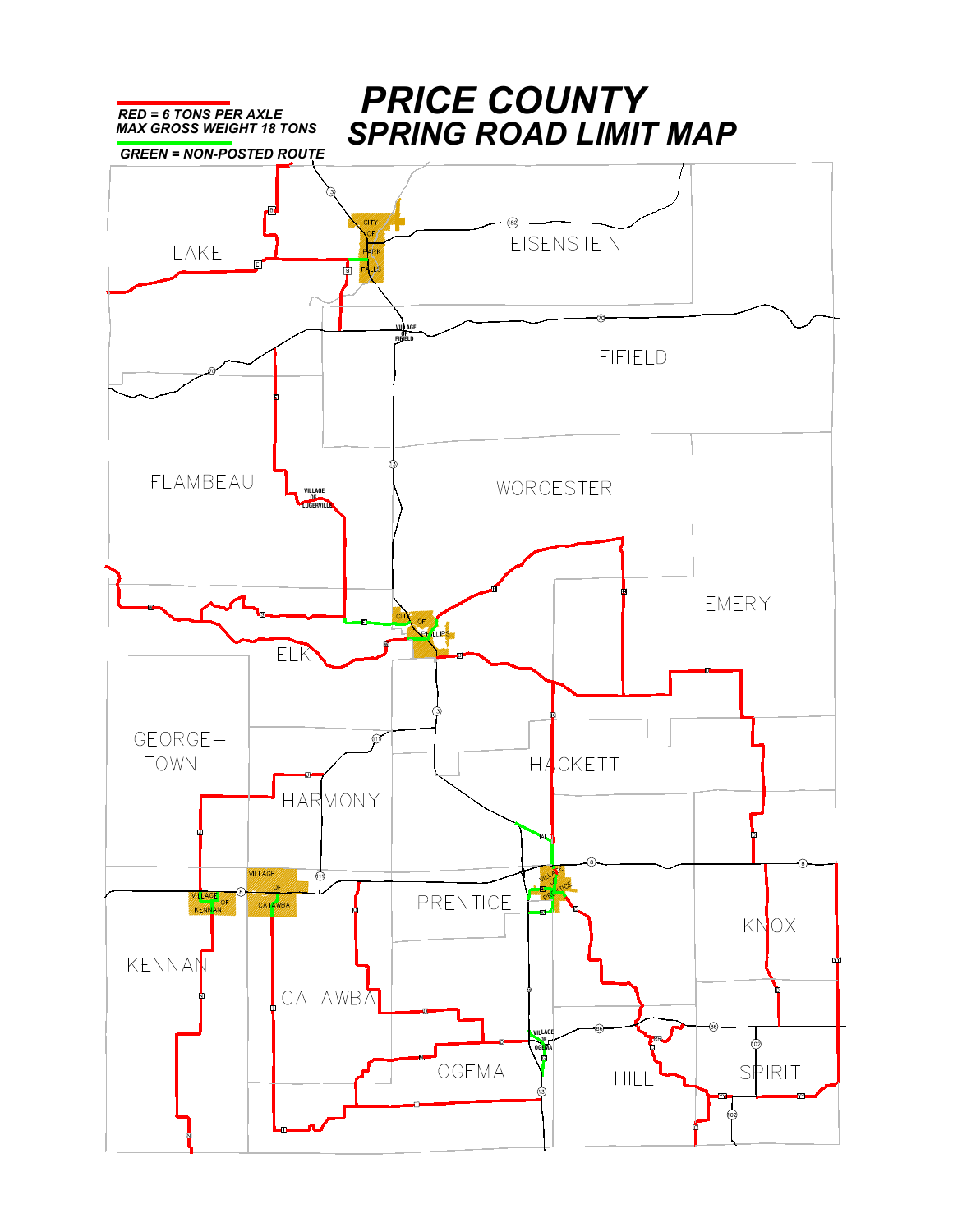# PRICE COUNTY SPRING ROAD LIMIT MAP

RED = 6 TONS PER AXLE
MAX GROSS WEIGHT 18 TONS

GREEN = NON-POSTED ROUTE

LAKE

CITY OF PARK FALLS

EISENSTEIN

VILLAGE OF FIFIELD

FIFIELD

FLAMBEAU

VILLAGE OF LUGERVILLE

WORCESTER

EMERY

CITY OF PHILLIPS

ELK

GEORGE-TOWN

HARMONY

HACKETT

VILLAGE OF CATAWBA

VILLAGE OF KENNAN

VILLAGE OF PRENTICE

PRENTICE

KNOX

KENNAN

CATAWBA

VILLAGE OF OGEMA

OGEMA

HILL

SPIRIT